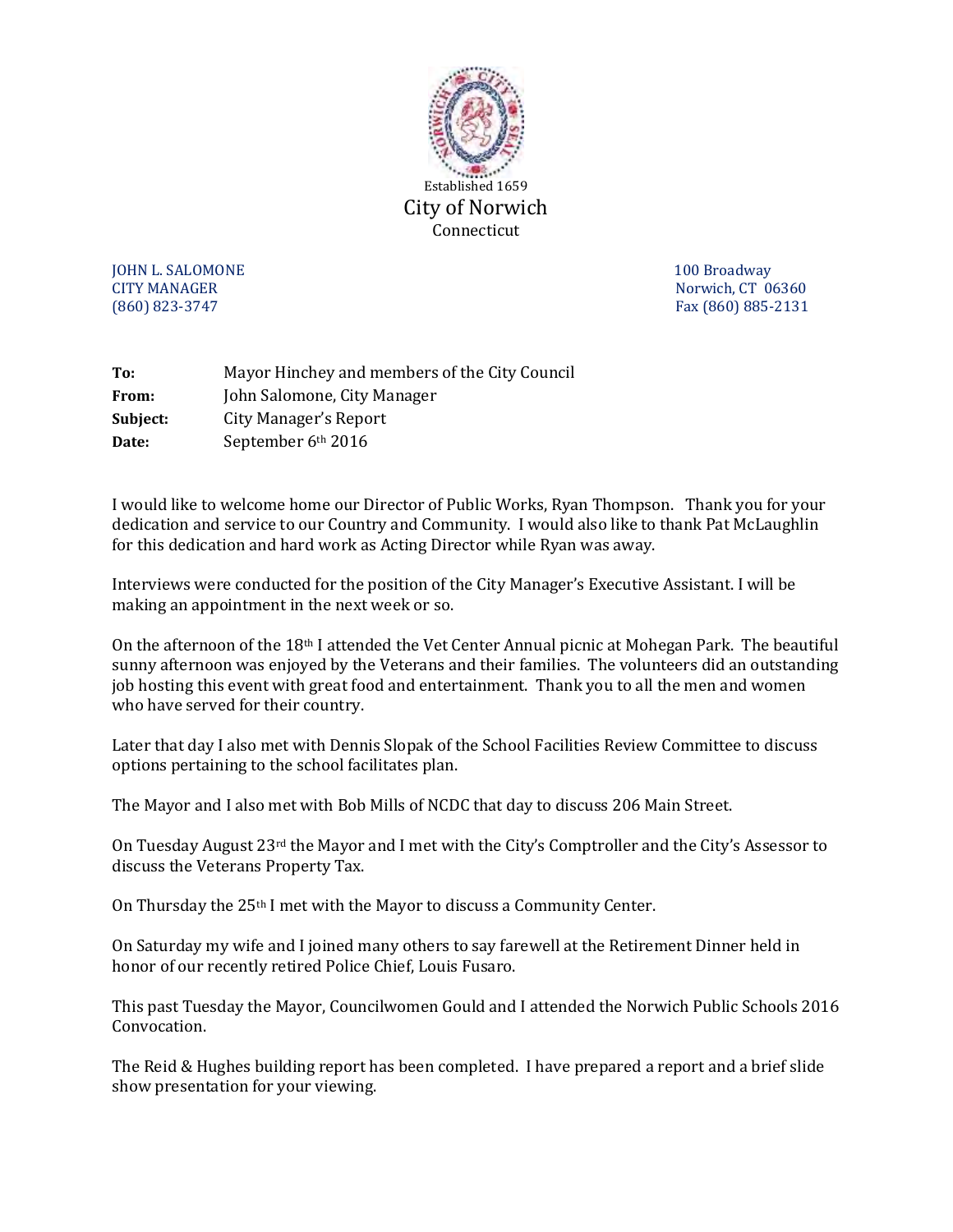Established 1659

# City of Norwich

Connecticut

JOHN L. SALOMONE
CITY MANAGER
(860) 823-3747

100 Broadway
Norwich, CT 06360
Fax (860) 885-2131

| | |
|---|---|
| **To:** | Mayor Hinchey and members of the City Council |
| **From:** | John Salomone, City Manager |
| **Subject:** | City Manager's Report |
| **Date:** | September 6th 2016 |

I would like to welcome home our Director of Public Works, Ryan Thompson. Thank you for your dedication and service to our Country and Community. I would also like to thank Pat McLaughlin for this dedication and hard work as Acting Director while Ryan was away.

Interviews were conducted for the position of the City Manager's Executive Assistant. I will be making an appointment in the next week or so.

On the afternoon of the 18th I attended the Vet Center Annual picnic at Mohegan Park. The beautiful sunny afternoon was enjoyed by the Veterans and their families. The volunteers did an outstanding job hosting this event with great food and entertainment. Thank you to all the men and women who have served for their country.

Later that day I also met with Dennis Slopak of the School Facilities Review Committee to discuss options pertaining to the school facilitates plan.

The Mayor and I also met with Bob Mills of NCDC that day to discuss 206 Main Street.

On Tuesday August 23rd the Mayor and I met with the City's Comptroller and the City's Assessor to discuss the Veterans Property Tax.

On Thursday the 25th I met with the Mayor to discuss a Community Center.

On Saturday my wife and I joined many others to say farewell at the Retirement Dinner held in honor of our recently retired Police Chief, Louis Fusaro.

This past Tuesday the Mayor, Councilwomen Gould and I attended the Norwich Public Schools 2016 Convocation.

The Reid & Hughes building report has been completed. I have prepared a report and a brief slide show presentation for your viewing.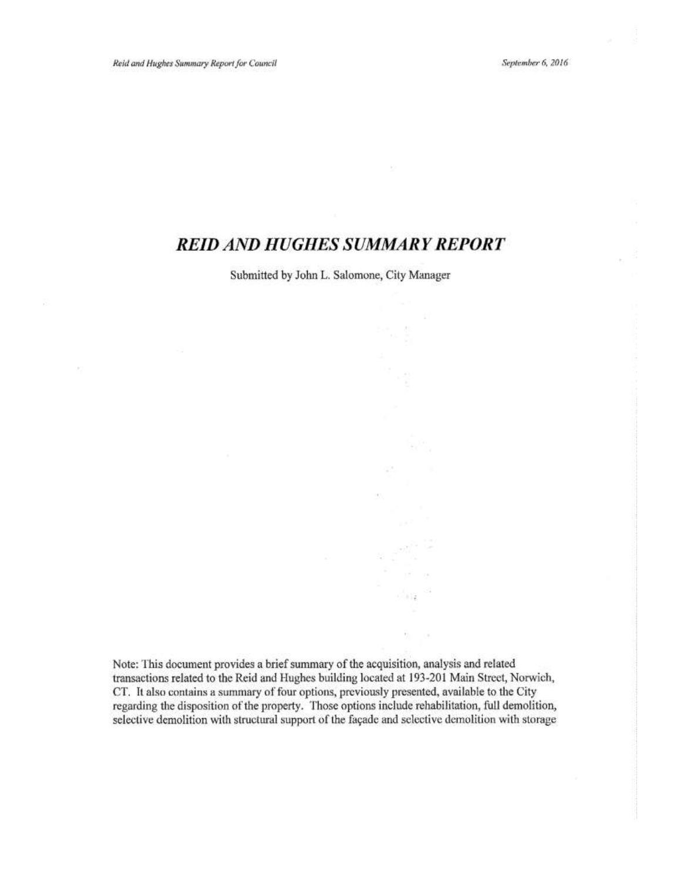# REID AND HUGHES SUMMARY REPORT

Submitted by John L. Salomone, City Manager

Note: This document provides a brief summary of the acquisition, analysis and related transactions related to the Reid and Hughes building located at 193-201 Main Street, Norwich, CT. It also contains a summary of four options, previously presented, available to the City regarding the disposition of the property. Those options include rehabilitation, full demolition, selective demolition with structural support of the façade and selective demolition with storage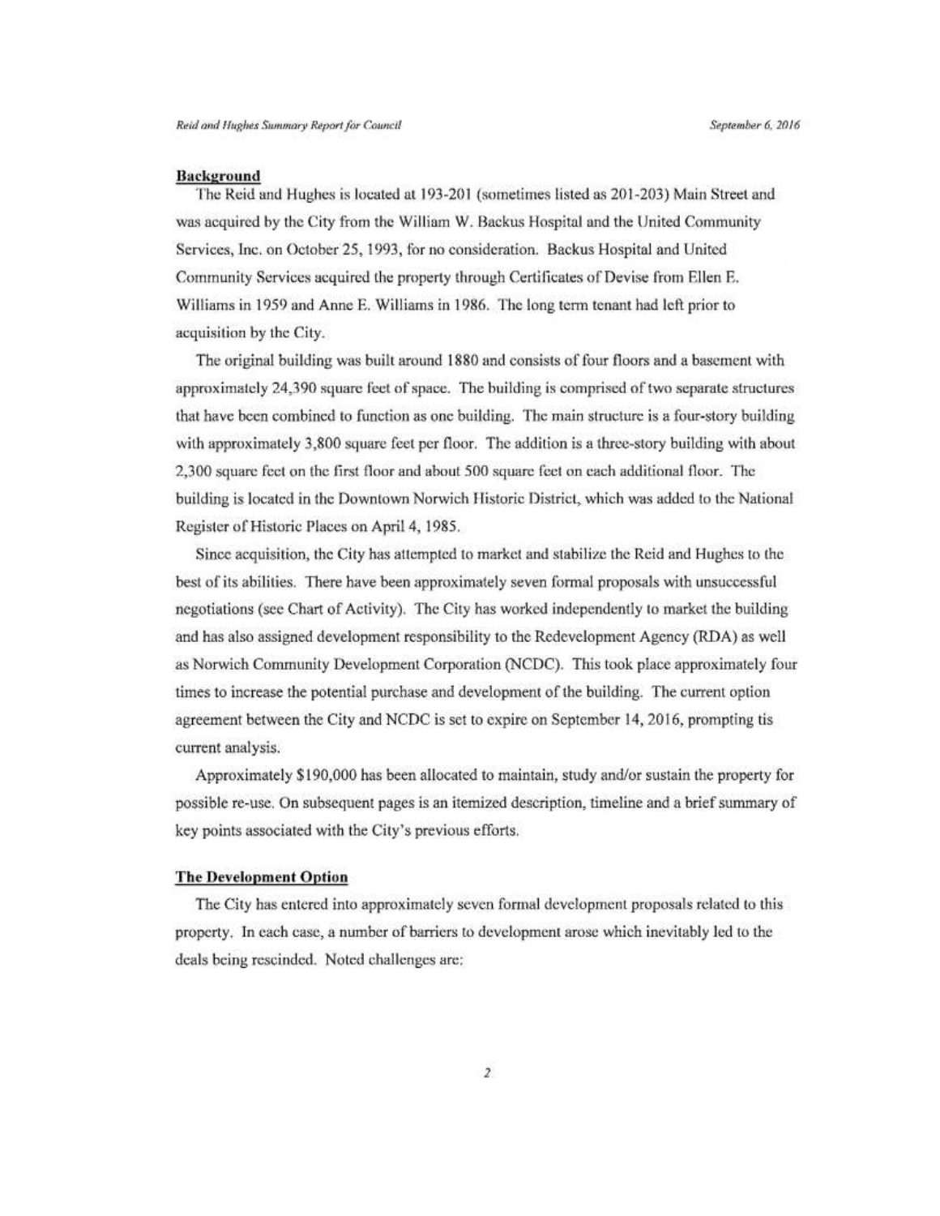## Background

The Reid and Hughes is located at 193-201 (sometimes listed as 201-203) Main Street and was acquired by the City from the William W. Backus Hospital and the United Community Services, Inc. on October 25, 1993, for no consideration. Backus Hospital and United Community Services acquired the property through Certificates of Devise from Ellen E. Williams in 1959 and Anne E. Williams in 1986. The long term tenant had left prior to acquisition by the City.

The original building was built around 1880 and consists of four floors and a basement with approximately 24,390 square feet of space. The building is comprised of two separate structures that have been combined to function as one building. The main structure is a four-story building with approximately 3,800 square feet per floor. The addition is a three-story building with about 2,300 square feet on the first floor and about 500 square feet on each additional floor. The building is located in the Downtown Norwich Historic District, which was added to the National Register of Historic Places on April 4, 1985.

Since acquisition, the City has attempted to market and stabilize the Reid and Hughes to the best of its abilities. There have been approximately seven formal proposals with unsuccessful negotiations (see Chart of Activity). The City has worked independently to market the building and has also assigned development responsibility to the Redevelopment Agency (RDA) as well as Norwich Community Development Corporation (NCDC). This took place approximately four times to increase the potential purchase and development of the building. The current option agreement between the City and NCDC is set to expire on September 14, 2016, prompting tis current analysis.

Approximately $190,000 has been allocated to maintain, study and/or sustain the property for possible re-use. On subsequent pages is an itemized description, timeline and a brief summary of key points associated with the City's previous efforts.

## The Development Option

The City has entered into approximately seven formal development proposals related to this property. In each case, a number of barriers to development arose which inevitably led to the deals being rescinded. Noted challenges are: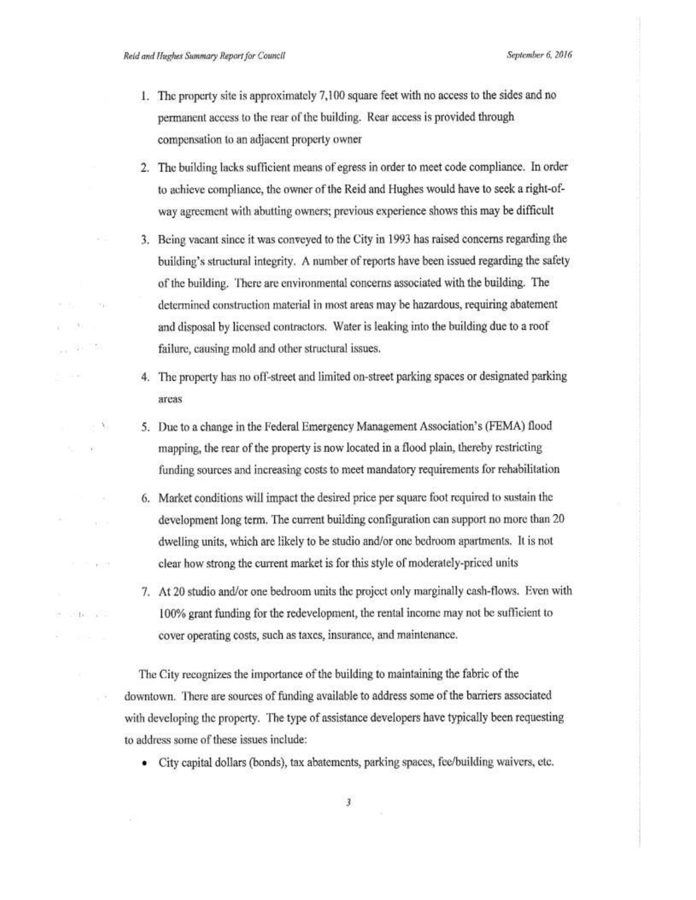1. The property site is approximately 7,100 square feet with no access to the sides and no permanent access to the rear of the building. Rear access is provided through compensation to an adjacent property owner

2. The building lacks sufficient means of egress in order to meet code compliance. In order to achieve compliance, the owner of the Reid and Hughes would have to seek a right-of-way agreement with abutting owners; previous experience shows this may be difficult

3. Being vacant since it was conveyed to the City in 1993 has raised concerns regarding the building's structural integrity. A number of reports have been issued regarding the safety of the building. There are environmental concerns associated with the building. The determined construction material in most areas may be hazardous, requiring abatement and disposal by licensed contractors. Water is leaking into the building due to a roof failure, causing mold and other structural issues.

4. The property has no off-street and limited on-street parking spaces or designated parking areas

5. Due to a change in the Federal Emergency Management Association's (FEMA) flood mapping, the rear of the property is now located in a flood plain, thereby restricting funding sources and increasing costs to meet mandatory requirements for rehabilitation

6. Market conditions will impact the desired price per square foot required to sustain the development long term. The current building configuration can support no more than 20 dwelling units, which are likely to be studio and/or one bedroom apartments. It is not clear how strong the current market is for this style of moderately-priced units

7. At 20 studio and/or one bedroom units the project only marginally cash-flows. Even with 100% grant funding for the redevelopment, the rental income may not be sufficient to cover operating costs, such as taxes, insurance, and maintenance.

The City recognizes the importance of the building to maintaining the fabric of the downtown. There are sources of funding available to address some of the barriers associated with developing the property. The type of assistance developers have typically been requesting to address some of these issues include:

- City capital dollars (bonds), tax abatements, parking spaces, fee/building waivers, etc.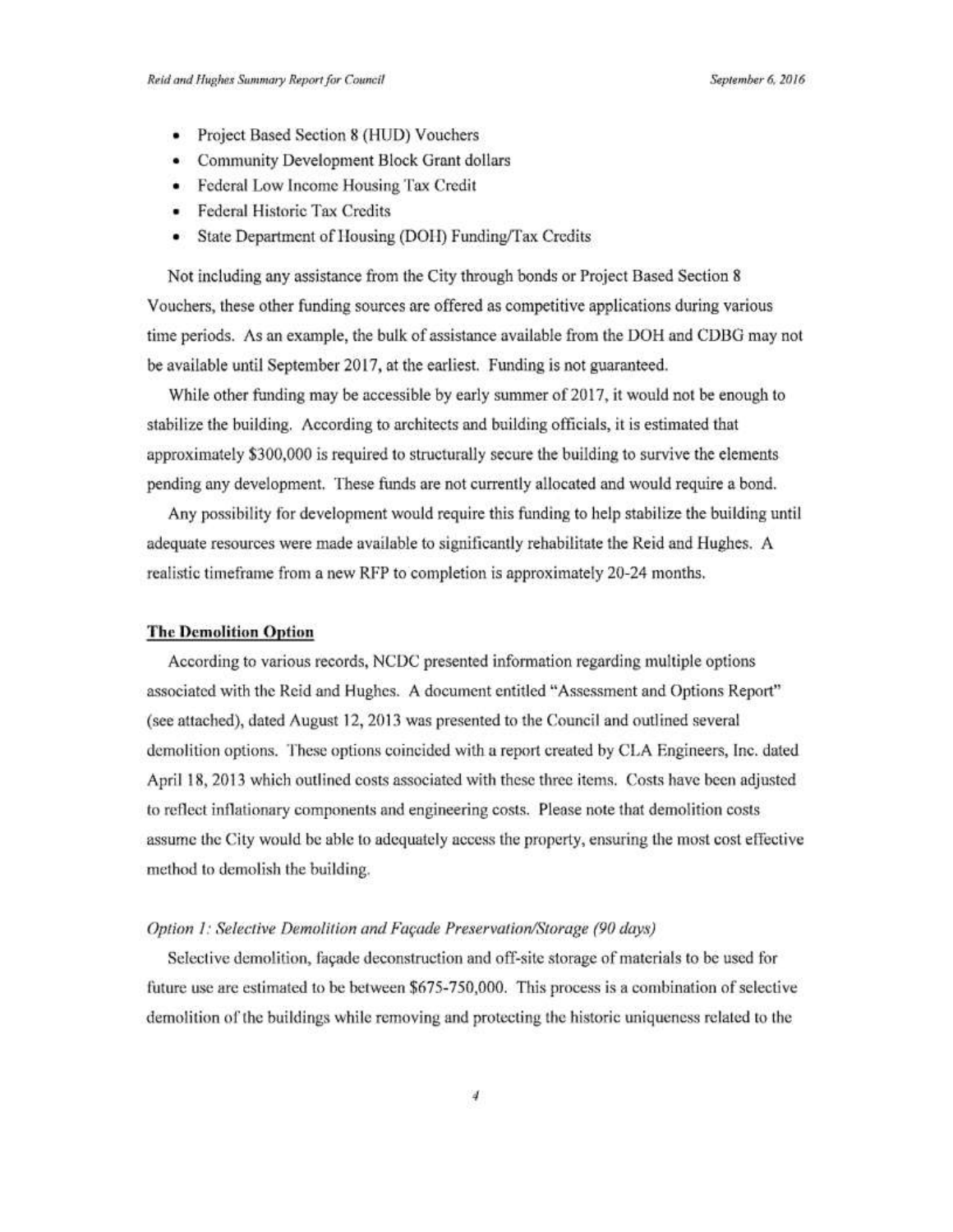- Project Based Section 8 (HUD) Vouchers
- Community Development Block Grant dollars
- Federal Low Income Housing Tax Credit
- Federal Historic Tax Credits
- State Department of Housing (DOH) Funding/Tax Credits

Not including any assistance from the City through bonds or Project Based Section 8 Vouchers, these other funding sources are offered as competitive applications during various time periods. As an example, the bulk of assistance available from the DOH and CDBG may not be available until September 2017, at the earliest. Funding is not guaranteed.

While other funding may be accessible by early summer of 2017, it would not be enough to stabilize the building. According to architects and building officials, it is estimated that approximately $300,000 is required to structurally secure the building to survive the elements pending any development. These funds are not currently allocated and would require a bond.

Any possibility for development would require this funding to help stabilize the building until adequate resources were made available to significantly rehabilitate the Reid and Hughes. A realistic timeframe from a new RFP to completion is approximately 20-24 months.

**The Demolition Option**

According to various records, NCDC presented information regarding multiple options associated with the Reid and Hughes. A document entitled "Assessment and Options Report" (see attached), dated August 12, 2013 was presented to the Council and outlined several demolition options. These options coincided with a report created by CLA Engineers, Inc. dated April 18, 2013 which outlined costs associated with these three items. Costs have been adjusted to reflect inflationary components and engineering costs. Please note that demolition costs assume the City would be able to adequately access the property, ensuring the most cost effective method to demolish the building.

*Option 1: Selective Demolition and Façade Preservation/Storage (90 days)*

Selective demolition, façade deconstruction and off-site storage of materials to be used for future use are estimated to be between $675-750,000. This process is a combination of selective demolition of the buildings while removing and protecting the historic uniqueness related to the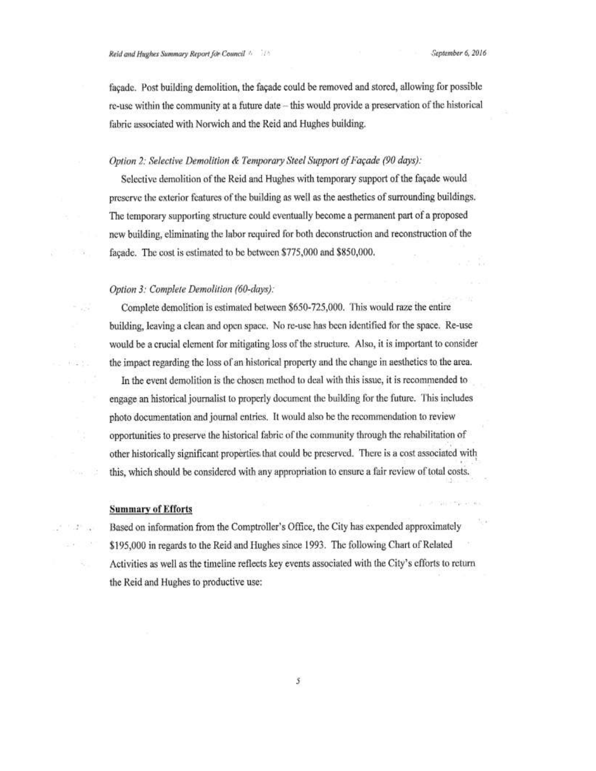façade. Post building demolition, the façade could be removed and stored, allowing for possible re-use within the community at a future date – this would provide a preservation of the historical fabric associated with Norwich and the Reid and Hughes building.

*Option 2: Selective Demolition & Temporary Steel Support of Façade (90 days):*

Selective demolition of the Reid and Hughes with temporary support of the façade would preserve the exterior features of the building as well as the aesthetics of surrounding buildings. The temporary supporting structure could eventually become a permanent part of a proposed new building, eliminating the labor required for both deconstruction and reconstruction of the façade. The cost is estimated to be between $775,000 and $850,000.

*Option 3: Complete Demolition (60-days):*

Complete demolition is estimated between $650-725,000. This would raze the entire building, leaving a clean and open space. No re-use has been identified for the space. Re-use would be a crucial element for mitigating loss of the structure. Also, it is important to consider the impact regarding the loss of an historical property and the change in aesthetics to the area.

In the event demolition is the chosen method to deal with this issue, it is recommended to engage an historical journalist to properly document the building for the future. This includes photo documentation and journal entries. It would also be the recommendation to review opportunities to preserve the historical fabric of the community through the rehabilitation of other historically significant properties that could be preserved. There is a cost associated with this, which should be considered with any appropriation to ensure a fair review of total costs.

**Summary of Efforts**

Based on information from the Comptroller's Office, the City has expended approximately $195,000 in regards to the Reid and Hughes since 1993. The following Chart of Related Activities as well as the timeline reflects key events associated with the City's efforts to return the Reid and Hughes to productive use: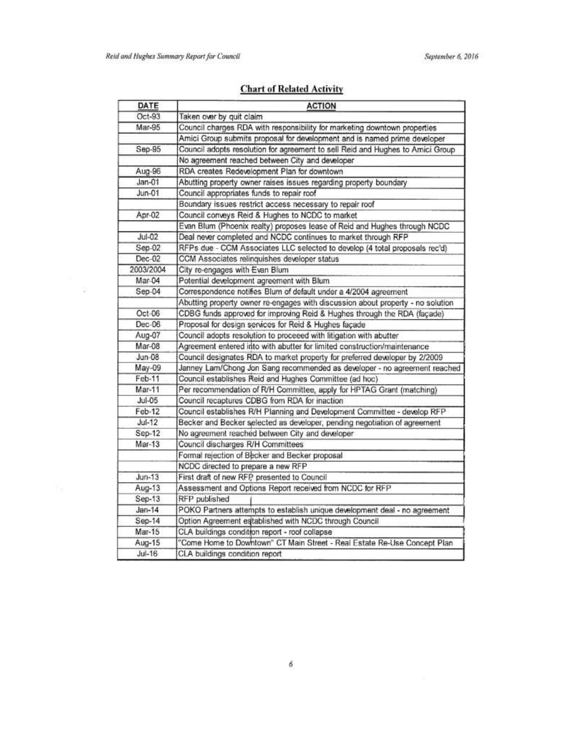## Chart of Related Activity

| DATE | ACTION |
|---|---|
| Oct-93 | Taken over by quit claim |
| Mar-95 | Council charges RDA with responsibility for marketing downtown properties |
| | Amici Group submits proposal for development and is named prime developer |
| Sep-95 | Council adopts resolution for agreement to sell Reid and Hughes to Amici Group |
| | No agreement reached between City and developer |
| Aug-96 | RDA creates Redevelopment Plan for downtown |
| Jan-01 | Abutting property owner raises issues regarding property boundary |
| Jun-01 | Council appropriates funds to repair roof |
| | Boundary issues restrict access necessary to repair roof |
| Apr-02 | Council conveys Reid & Hughes to NCDC to market |
| | Evan Blum (Phoenix realty) proposes lease of Reid and Hughes through NCDC |
| Jul-02 | Deal never completed and NCDC continues to market through RFP |
| Sep-02 | RFPs due - CCM Associates LLC selected to develop (4 total proposals rec'd) |
| Dec-02 | CCM Associates relinquishes developer status |
| 2003/2004 | City re-engages with Evan Blum |
| Mar-04 | Potential development agreement with Blum |
| Sep-04 | Correspondence notifies Blum of default under a 4/2004 agreement |
| | Abutting property owner re-engages with discussion about property - no solution |
| Oct-06 | CDBG funds approved for improving Reid & Hughes through the RDA (façade) |
| Dec-06 | Proposal for design services for Reid & Hughes façade |
| Aug-07 | Council adopts resolution to proceeed with litigation with abutter |
| Mar-08 | Agreement entered into with abutter for limited construction/maintenance |
| Jun-08 | Council designates RDA to market property for preferred developer by 2/2009 |
| May-09 | Janney Lam/Chong Jon Sang recommended as developer - no agreement reached |
| Feb-11 | Council establishes Reid and Hughes Committee (ad hoc) |
| Mar-11 | Per recommendation of R/H Committee, apply for HPTAG Grant (matching) |
| Jul-05 | Council recaptures CDBG from RDA for inaction |
| Feb-12 | Council establishes R/H Planning and Development Committee - develop RFP |
| Jul-12 | Becker and Becker selected as developer, pending negotiation of agreement |
| Sep-12 | No agreement reached between City and developer |
| Mar-13 | Council discharges R/H Committees |
| | Formal rejection of Becker and Becker proposal |
| | NCDC directed to prepare a new RFP |
| Jun-13 | First draft of new RFP presented to Council |
| Aug-13 | Assessment and Options Report received from NCDC for RFP |
| Sep-13 | RFP published |
| Jan-14 | POKO Partners attempts to establish unique development deal - no agreement |
| Sep-14 | Option Agreement established with NCDC through Council |
| Mar-15 | CLA buildings condition report - roof collapse |
| Aug-15 | "Come Home to Downtown" CT Main Street - Real Estate Re-Use Concept Plan |
| Jul-16 | CLA buildings condition report |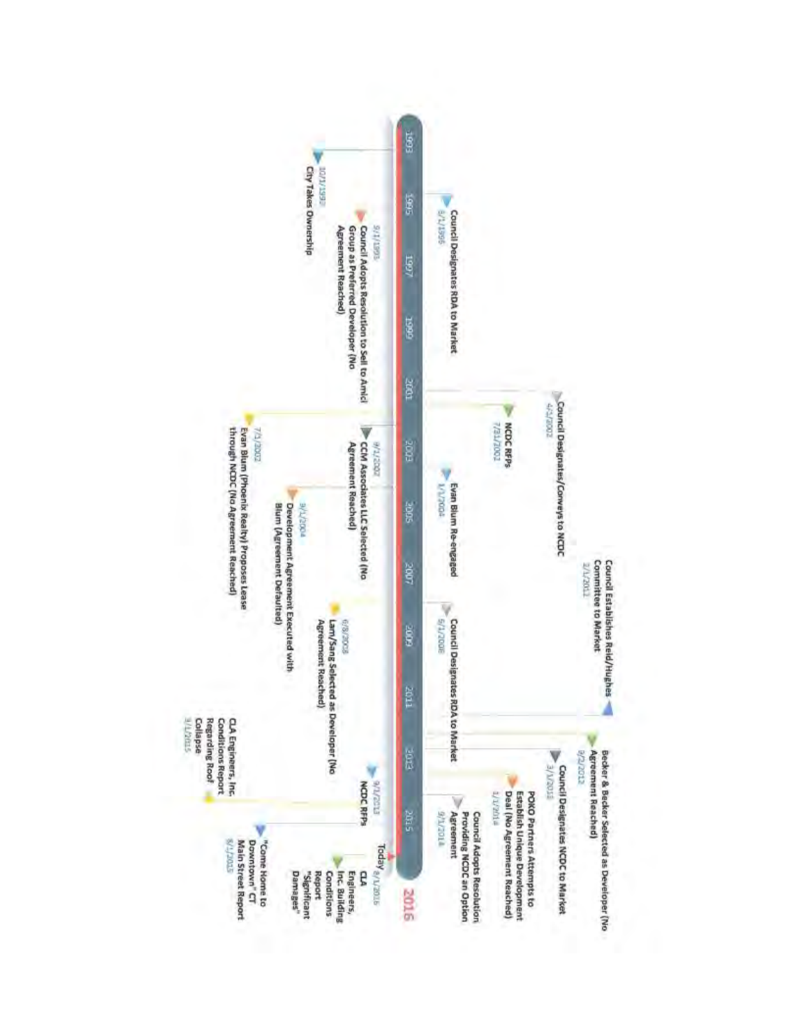1993

1995

1997

1999

2001

2003

2005

2007

2009

2011

2013

2015

2016

10/1/1993
City Takes Ownership

5/1/1995
Council Designates RDA to Market

9/1/1995
Council Adopts Resolution to Sell to Amici Group as Preferred Developer (No Agreement Reached)

4/1/2002
Council Designates/Conveys to NCDC

7/31/2002
NCDC RFPs

7/1/2002
Evan Blum (Phoenix Realty) Proposes Lease through NCDC (No Agreement Reached)

9/1/2002
CCM Associates LLC Selected (No Agreement Reached)

3/1/2004
Evan Blum Re-engaged

9/1/2004
Development Agreement Executed with Blum (Agreement Defaulted)

9/1/2008
Council Designates RDA to Market

6/8/2008
Lam/Sang Selected as Developer (No Agreement Reached)

2/1/2012
Council Establishes Reid/Hughes Committee to Market

9/1/2012
Becker & Becker Selected as Developer (No Agreement Reached)

3/1/2013
Council Designates NCDC to Market

1/1/2014
POKO Partners Attempts to Establish Unique Development Deal (No Agreement Reached)

9/1/2014
Council Adopts Resolution Providing NCDC an Option Agreement

9/1/2013
NCDC RFPs

9/1/2015
CLA Engineers, Inc. Conditions Report Regarding Roof Collapse

9/1/2015
"Come Home to Downtown" CT Main Street Report

Today 8/1/2016
CLA Engineers, Inc. Building Conditions Report "Significant Damages"